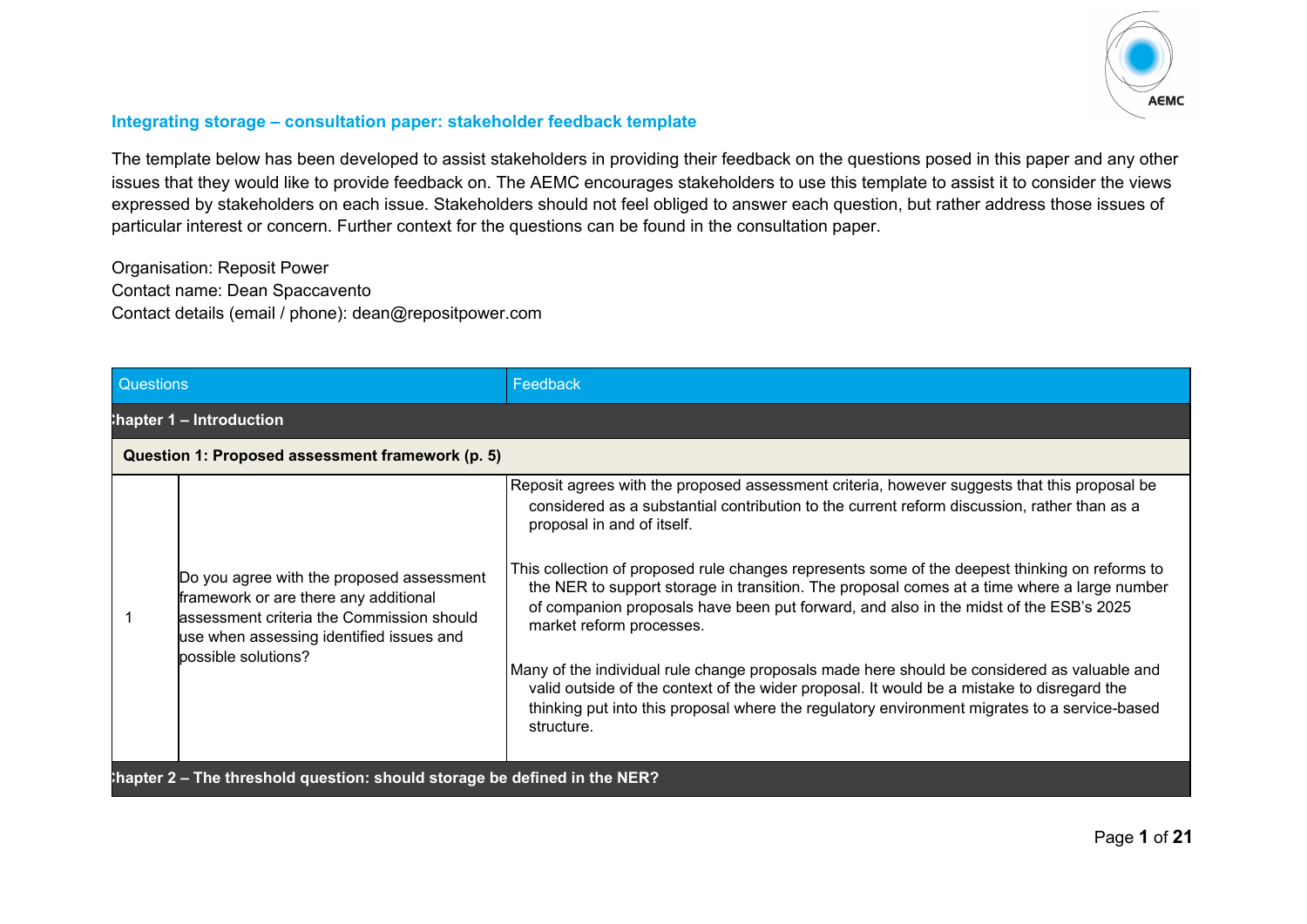## Integrating storage – consultation paper: stakeholder feedback template

The template below has been developed to assist stakeholders in providing their feedback on the questions posed in this paper and any other issues that they would like to provide feedback on. The AEMC encourages stakeholders to use this template to assist it to consider the views expressed by stakeholders on each issue. Stakeholders should not feel obliged to answer each question, but rather address those issues of particular interest or concern. Further context for the questions can be found in the consultation paper.

Organisation: Reposit Power
Contact name: Dean Spaccavento
Contact details (email / phone): dean@repositpower.com

| Questions | | Feedback |
|---|---|---|
| **Chapter 1 – Introduction** | | |
| **Question 1: Proposed assessment framework (p. 5)** | | |
| 1 | Do you agree with the proposed assessment framework or are there any additional assessment criteria the Commission should use when assessing identified issues and possible solutions? | Reposit agrees with the proposed assessment criteria, however suggests that this proposal be considered as a substantial contribution to the current reform discussion, rather than as a proposal in and of itself.<br><br>This collection of proposed rule changes represents some of the deepest thinking on reforms to the NER to support storage in transition. The proposal comes at a time where a large number of companion proposals have been put forward, and also in the midst of the ESB's 2025 market reform processes.<br><br>Many of the individual rule change proposals made here should be considered as valuable and valid outside of the context of the wider proposal. It would be a mistake to disregard the thinking put into this proposal where the regulatory environment migrates to a service-based structure. |
| **Chapter 2 – The threshold question: should storage be defined in the NER?** | | |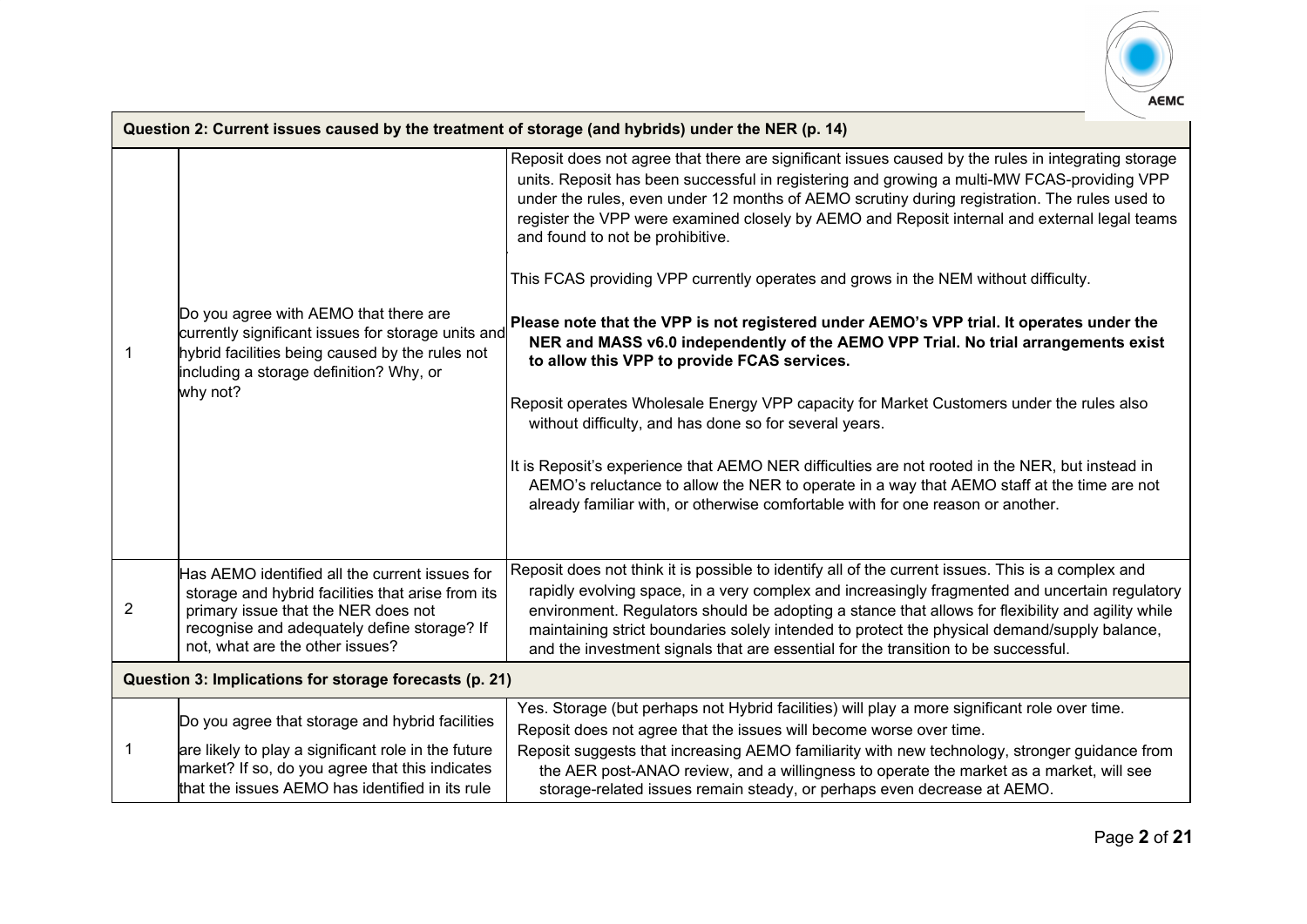| Question 2: Current issues caused by the treatment of storage (and hybrids) under the NER (p. 14) | | |
|---|---|---|
| 1 | Do you agree with AEMO that there are currently significant issues for storage units and hybrid facilities being caused by the rules not including a storage definition? Why, or why not? | Reposit does not agree that there are significant issues caused by the rules in integrating storage units. Reposit has been successful in registering and growing a multi-MW FCAS-providing VPP under the rules, even under 12 months of AEMO scrutiny during registration. The rules used to register the VPP were examined closely by AEMO and Reposit internal and external legal teams and found to not be prohibitive.<br><br>This FCAS providing VPP currently operates and grows in the NEM without difficulty.<br><br>**Please note that the VPP is not registered under AEMO's VPP trial. It operates under the NER and MASS v6.0 independently of the AEMO VPP Trial. No trial arrangements exist to allow this VPP to provide FCAS services.**<br><br>Reposit operates Wholesale Energy VPP capacity for Market Customers under the rules also without difficulty, and has done so for several years.<br><br>It is Reposit's experience that AEMO NER difficulties are not rooted in the NER, but instead in AEMO's reluctance to allow the NER to operate in a way that AEMO staff at the time are not already familiar with, or otherwise comfortable with for one reason or another. |
| 2 | Has AEMO identified all the current issues for storage and hybrid facilities that arise from its primary issue that the NER does not recognise and adequately define storage? If not, what are the other issues? | Reposit does not think it is possible to identify all of the current issues. This is a complex and rapidly evolving space, in a very complex and increasingly fragmented and uncertain regulatory environment. Regulators should be adopting a stance that allows for flexibility and agility while maintaining strict boundaries solely intended to protect the physical demand/supply balance, and the investment signals that are essential for the transition to be successful. |
| **Question 3: Implications for storage forecasts (p. 21)** | | |
| 1 | Do you agree that storage and hybrid facilities are likely to play a significant role in the future market? If so, do you agree that this indicates that the issues AEMO has identified in its rule | Yes. Storage (but perhaps not Hybrid facilities) will play a more significant role over time.<br>Reposit does not agree that the issues will become worse over time.<br>Reposit suggests that increasing AEMO familiarity with new technology, stronger guidance from the AER post-ANAO review, and a willingness to operate the market as a market, will see storage-related issues remain steady, or perhaps even decrease at AEMO. |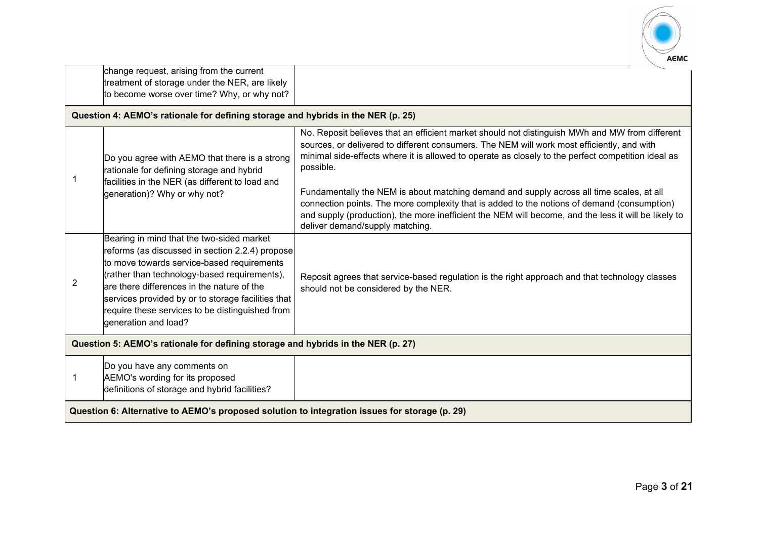| | | |
|---|---|---|
| | change request, arising from the current treatment of storage under the NER, are likely to become worse over time? Why, or why not? | |
| **Question 4: AEMO's rationale for defining storage and hybrids in the NER (p. 25)** | | |
| 1 | Do you agree with AEMO that there is a strong rationale for defining storage and hybrid facilities in the NER (as different to load and generation)? Why or why not? | No. Reposit believes that an efficient market should not distinguish MWh and MW from different sources, or delivered to different consumers. The NEM will work most efficiently, and with minimal side-effects where it is allowed to operate as closely to the perfect competition ideal as possible.<br><br>Fundamentally the NEM is about matching demand and supply across all time scales, at all connection points. The more complexity that is added to the notions of demand (consumption) and supply (production), the more inefficient the NEM will become, and the less it will be likely to deliver demand/supply matching. |
| 2 | Bearing in mind that the two-sided market reforms (as discussed in section 2.2.4) propose to move towards service-based requirements (rather than technology-based requirements), are there differences in the nature of the services provided by or to storage facilities that require these services to be distinguished from generation and load? | Reposit agrees that service-based regulation is the right approach and that technology classes should not be considered by the NER. |
| **Question 5: AEMO's rationale for defining storage and hybrids in the NER (p. 27)** | | |
| 1 | Do you have any comments on AEMO's wording for its proposed definitions of storage and hybrid facilities? | |
| **Question 6: Alternative to AEMO's proposed solution to integration issues for storage (p. 29)** | | |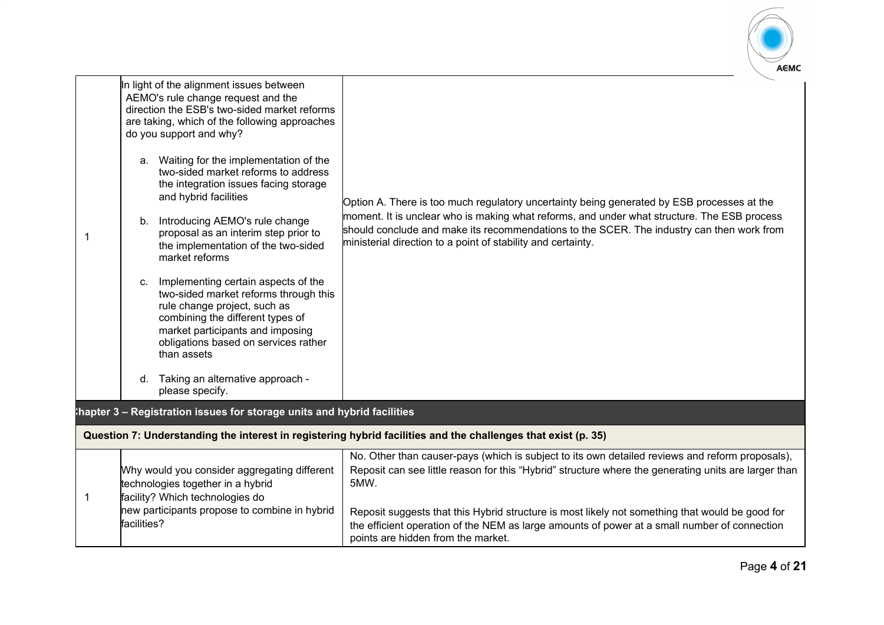| | | |
|---|---|---|
| 1 | In light of the alignment issues between AEMO's rule change request and the direction the ESB's two-sided market reforms are taking, which of the following approaches do you support and why?<br><br>a. Waiting for the implementation of the two-sided market reforms to address the integration issues facing storage and hybrid facilities<br><br>b. Introducing AEMO's rule change proposal as an interim step prior to the implementation of the two-sided market reforms<br><br>c. Implementing certain aspects of the two-sided market reforms through this rule change project, such as combining the different types of market participants and imposing obligations based on services rather than assets<br><br>d. Taking an alternative approach - please specify. | Option A. There is too much regulatory uncertainty being generated by ESB processes at the moment. It is unclear who is making what reforms, and under what structure. The ESB process should conclude and make its recommendations to the SCER. The industry can then work from ministerial direction to a point of stability and certainty. |
| **Chapter 3 – Registration issues for storage units and hybrid facilities** | | |
| **Question 7: Understanding the interest in registering hybrid facilities and the challenges that exist (p. 35)** | | |
| 1 | Why would you consider aggregating different technologies together in a hybrid facility? Which technologies do new participants propose to combine in hybrid facilities? | No. Other than causer-pays (which is subject to its own detailed reviews and reform proposals), Reposit can see little reason for this "Hybrid" structure where the generating units are larger than 5MW.<br><br>Reposit suggests that this Hybrid structure is most likely not something that would be good for the efficient operation of the NEM as large amounts of power at a small number of connection points are hidden from the market. |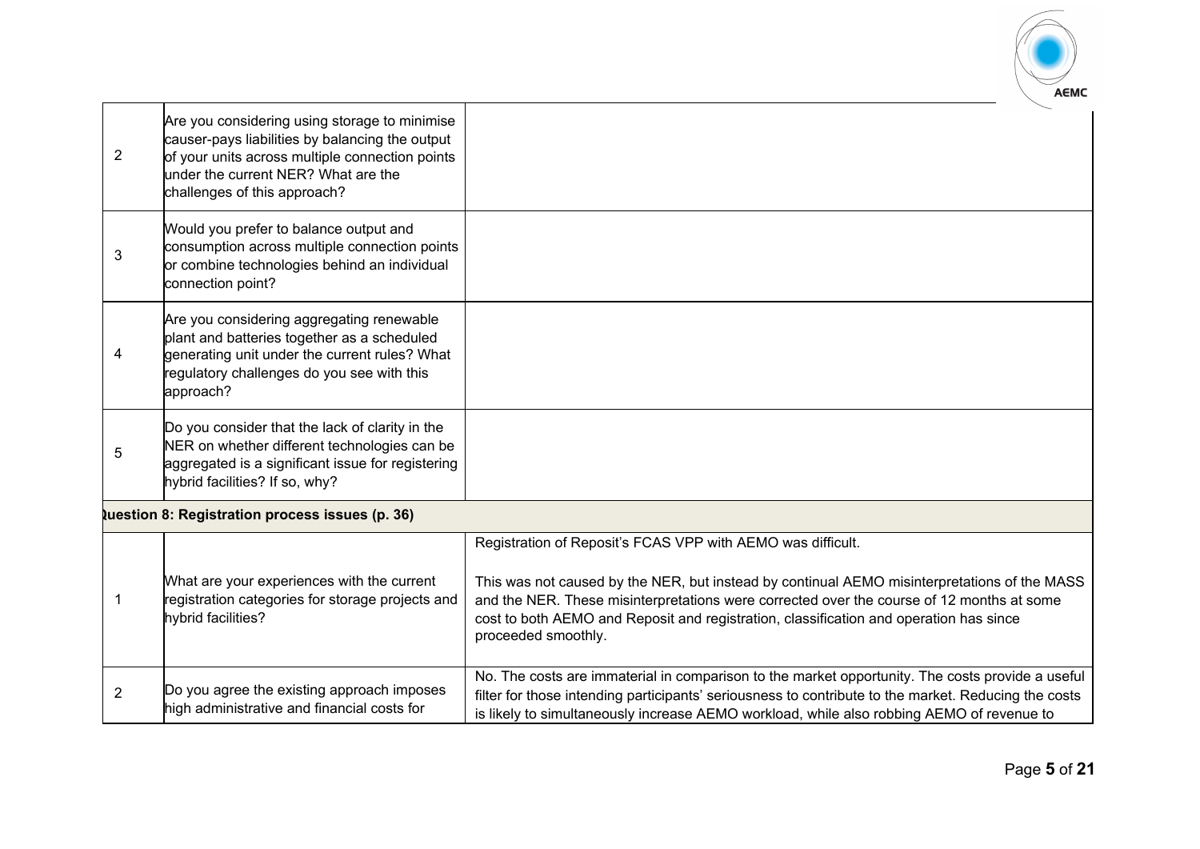| | | |
|---|---|---|
| 2 | Are you considering using storage to minimise causer-pays liabilities by balancing the output of your units across multiple connection points under the current NER? What are the challenges of this approach? | |
| 3 | Would you prefer to balance output and consumption across multiple connection points or combine technologies behind an individual connection point? | |
| 4 | Are you considering aggregating renewable plant and batteries together as a scheduled generating unit under the current rules? What regulatory challenges do you see with this approach? | |
| 5 | Do you consider that the lack of clarity in the NER on whether different technologies can be aggregated is a significant issue for registering hybrid facilities? If so, why? | |
| **Question 8: Registration process issues (p. 36)** | | |
| 1 | What are your experiences with the current registration categories for storage projects and hybrid facilities? | Registration of Reposit's FCAS VPP with AEMO was difficult.<br><br>This was not caused by the NER, but instead by continual AEMO misinterpretations of the MASS and the NER. These misinterpretations were corrected over the course of 12 months at some cost to both AEMO and Reposit and registration, classification and operation has since proceeded smoothly. |
| 2 | Do you agree the existing approach imposes high administrative and financial costs for | No. The costs are immaterial in comparison to the market opportunity. The costs provide a useful filter for those intending participants' seriousness to contribute to the market. Reducing the costs is likely to simultaneously increase AEMO workload, while also robbing AEMO of revenue to |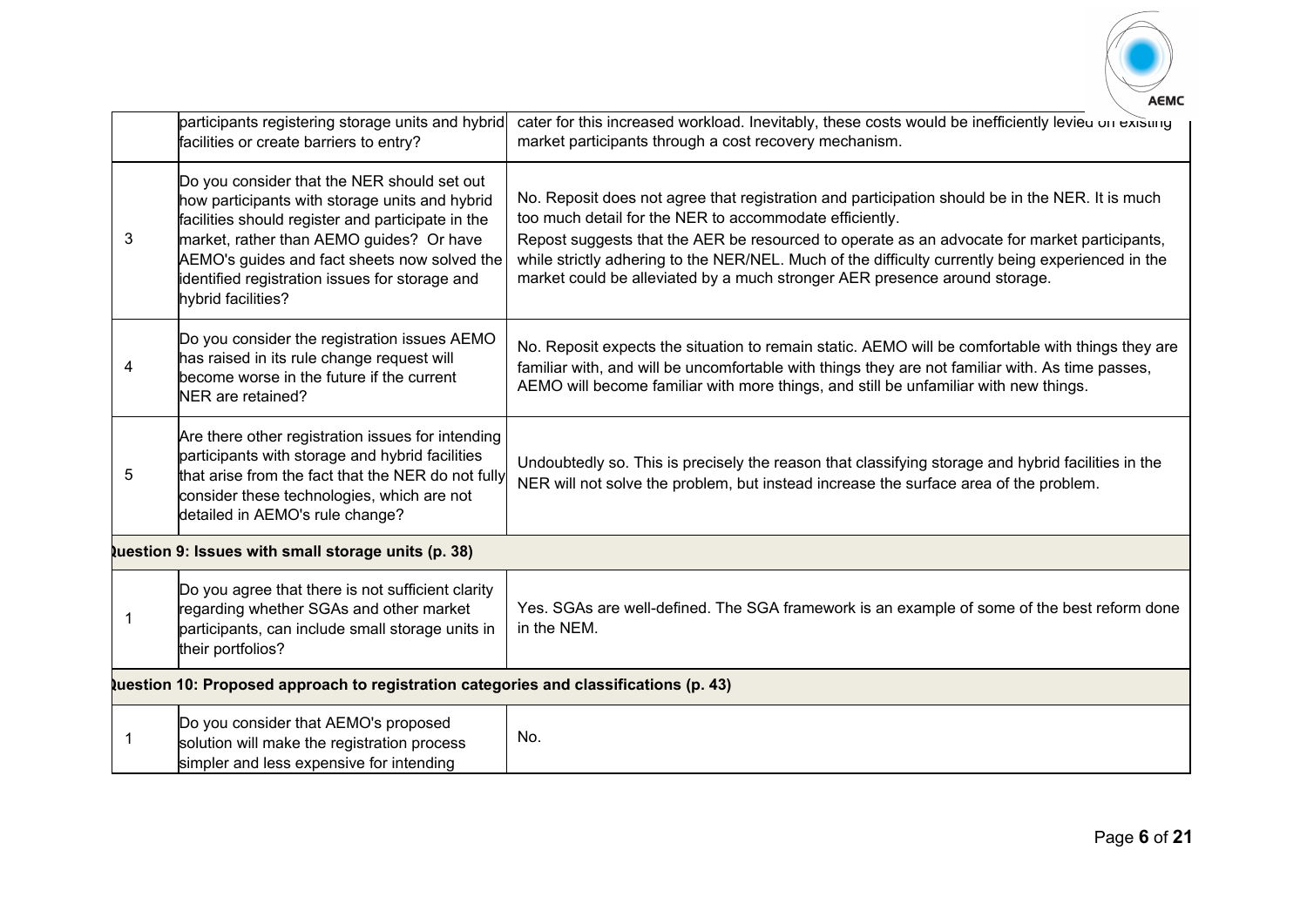| | | |
|---|---|---|
| | participants registering storage units and hybrid facilities or create barriers to entry? | cater for this increased workload. Inevitably, these costs would be inefficiently levied on existing market participants through a cost recovery mechanism. |
| 3 | Do you consider that the NER should set out how participants with storage units and hybrid facilities should register and participate in the market, rather than AEMO guides? Or have AEMO's guides and fact sheets now solved the identified registration issues for storage and hybrid facilities? | No. Reposit does not agree that registration and participation should be in the NER. It is much too much detail for the NER to accommodate efficiently.<br>Repost suggests that the AER be resourced to operate as an advocate for market participants, while strictly adhering to the NER/NEL. Much of the difficulty currently being experienced in the market could be alleviated by a much stronger AER presence around storage. |
| 4 | Do you consider the registration issues AEMO has raised in its rule change request will become worse in the future if the current NER are retained? | No. Reposit expects the situation to remain static. AEMO will be comfortable with things they are familiar with, and will be uncomfortable with things they are not familiar with. As time passes, AEMO will become familiar with more things, and still be unfamiliar with new things. |
| 5 | Are there other registration issues for intending participants with storage and hybrid facilities that arise from the fact that the NER do not fully consider these technologies, which are not detailed in AEMO's rule change? | Undoubtedly so. This is precisely the reason that classifying storage and hybrid facilities in the NER will not solve the problem, but instead increase the surface area of the problem. |
| **Question 9: Issues with small storage units (p. 38)** | | |
| 1 | Do you agree that there is not sufficient clarity regarding whether SGAs and other market participants, can include small storage units in their portfolios? | Yes. SGAs are well-defined. The SGA framework is an example of some of the best reform done in the NEM. |
| **Question 10: Proposed approach to registration categories and classifications (p. 43)** | | |
| 1 | Do you consider that AEMO's proposed solution will make the registration process simpler and less expensive for intending | No. |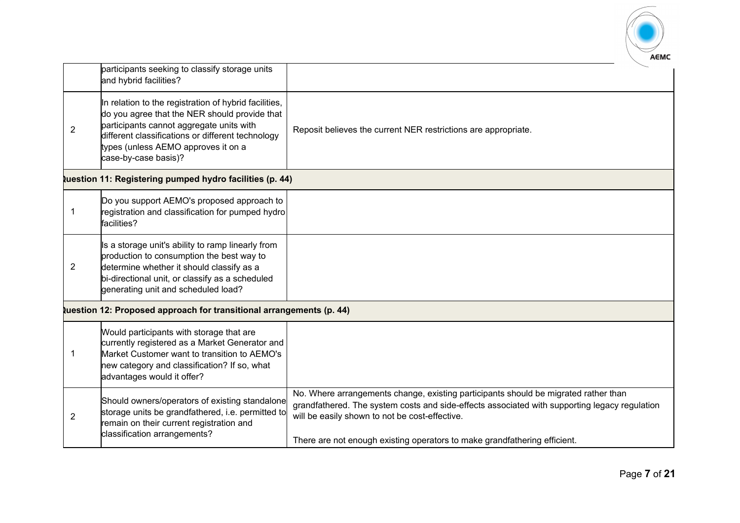| | | |
|---|---|---|
| | participants seeking to classify storage units and hybrid facilities? | |
| 2 | In relation to the registration of hybrid facilities, do you agree that the NER should provide that participants cannot aggregate units with different classifications or different technology types (unless AEMO approves it on a case-by-case basis)? | Reposit believes the current NER restrictions are appropriate. |
| **Question 11: Registering pumped hydro facilities (p. 44)** | | |
| 1 | Do you support AEMO's proposed approach to registration and classification for pumped hydro facilities? | |
| 2 | Is a storage unit's ability to ramp linearly from production to consumption the best way to determine whether it should classify as a bi-directional unit, or classify as a scheduled generating unit and scheduled load? | |
| **Question 12: Proposed approach for transitional arrangements (p. 44)** | | |
| 1 | Would participants with storage that are currently registered as a Market Generator and Market Customer want to transition to AEMO's new category and classification? If so, what advantages would it offer? | |
| 2 | Should owners/operators of existing standalone storage units be grandfathered, i.e. permitted to remain on their current registration and classification arrangements? | No. Where arrangements change, existing participants should be migrated rather than grandfathered. The system costs and side-effects associated with supporting legacy regulation will be easily shown to not be cost-effective.<br><br>There are not enough existing operators to make grandfathering efficient. |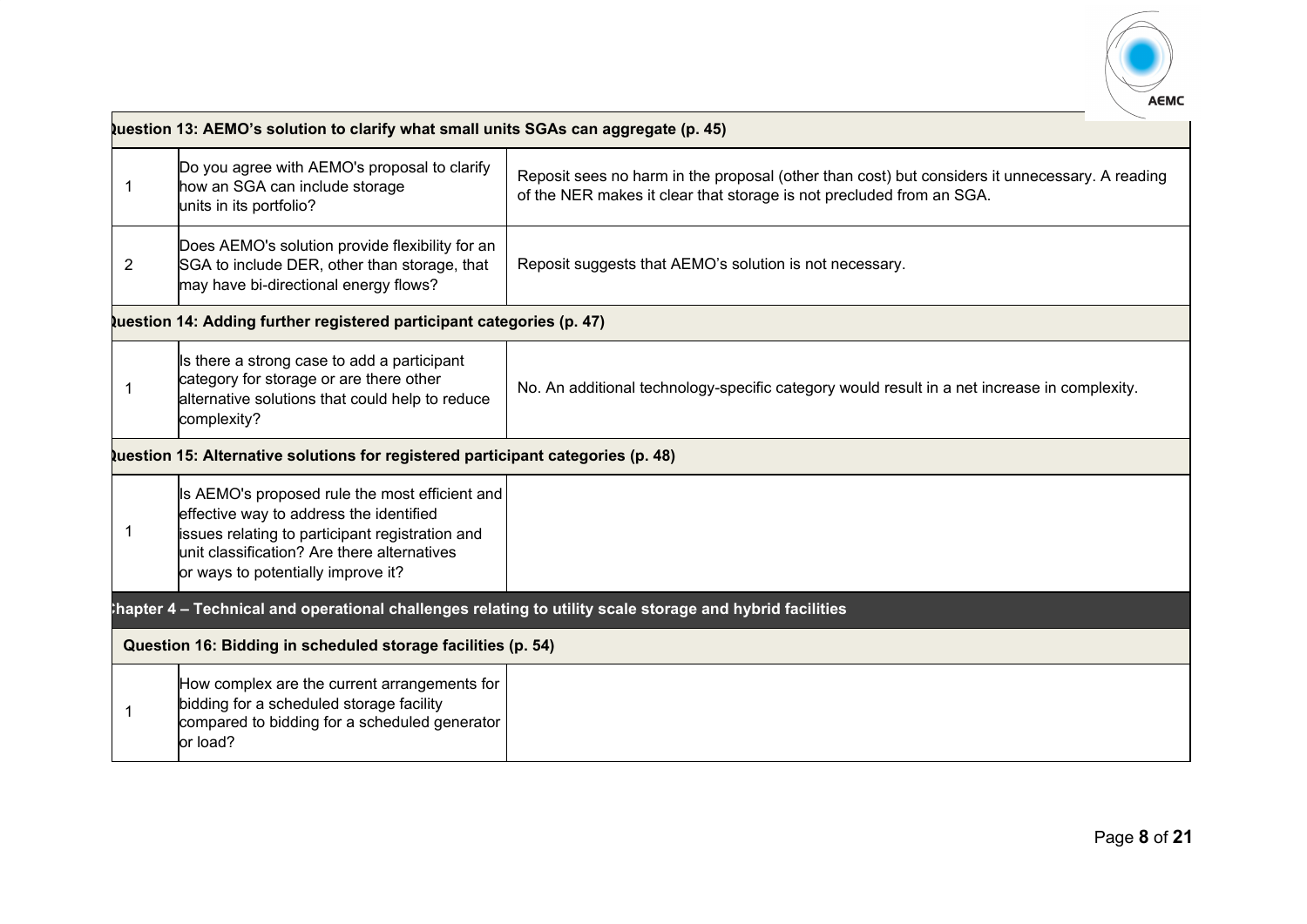| | | |
|---|---|---|
| **Question 13: AEMO's solution to clarify what small units SGAs can aggregate (p. 45)** | | |
| 1 | Do you agree with AEMO's proposal to clarify how an SGA can include storage units in its portfolio? | Reposit sees no harm in the proposal (other than cost) but considers it unnecessary. A reading of the NER makes it clear that storage is not precluded from an SGA. |
| 2 | Does AEMO's solution provide flexibility for an SGA to include DER, other than storage, that may have bi-directional energy flows? | Reposit suggests that AEMO's solution is not necessary. |
| **Question 14: Adding further registered participant categories (p. 47)** | | |
| 1 | Is there a strong case to add a participant category for storage or are there other alternative solutions that could help to reduce complexity? | No. An additional technology-specific category would result in a net increase in complexity. |
| **Question 15: Alternative solutions for registered participant categories (p. 48)** | | |
| 1 | Is AEMO's proposed rule the most efficient and effective way to address the identified issues relating to participant registration and unit classification? Are there alternatives or ways to potentially improve it? | |
| **Chapter 4 – Technical and operational challenges relating to utility scale storage and hybrid facilities** | | |
| **Question 16: Bidding in scheduled storage facilities (p. 54)** | | |
| 1 | How complex are the current arrangements for bidding for a scheduled storage facility compared to bidding for a scheduled generator or load? | |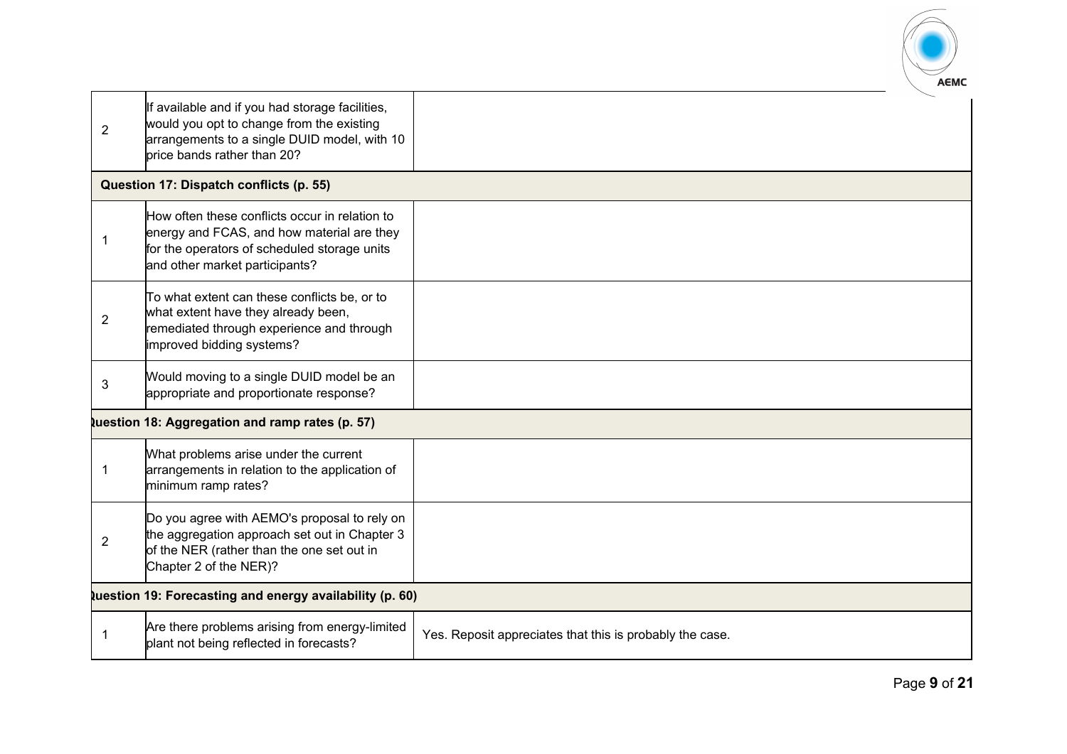| | | |
|---|---|---|
| 2 | If available and if you had storage facilities, would you opt to change from the existing arrangements to a single DUID model, with 10 price bands rather than 20? | |
| **Question 17: Dispatch conflicts (p. 55)** | | |
| 1 | How often these conflicts occur in relation to energy and FCAS, and how material are they for the operators of scheduled storage units and other market participants? | |
| 2 | To what extent can these conflicts be, or to what extent have they already been, remediated through experience and through improved bidding systems? | |
| 3 | Would moving to a single DUID model be an appropriate and proportionate response? | |
| **Question 18: Aggregation and ramp rates (p. 57)** | | |
| 1 | What problems arise under the current arrangements in relation to the application of minimum ramp rates? | |
| 2 | Do you agree with AEMO's proposal to rely on the aggregation approach set out in Chapter 3 of the NER (rather than the one set out in Chapter 2 of the NER)? | |
| **Question 19: Forecasting and energy availability (p. 60)** | | |
| 1 | Are there problems arising from energy-limited plant not being reflected in forecasts? | Yes. Reposit appreciates that this is probably the case. |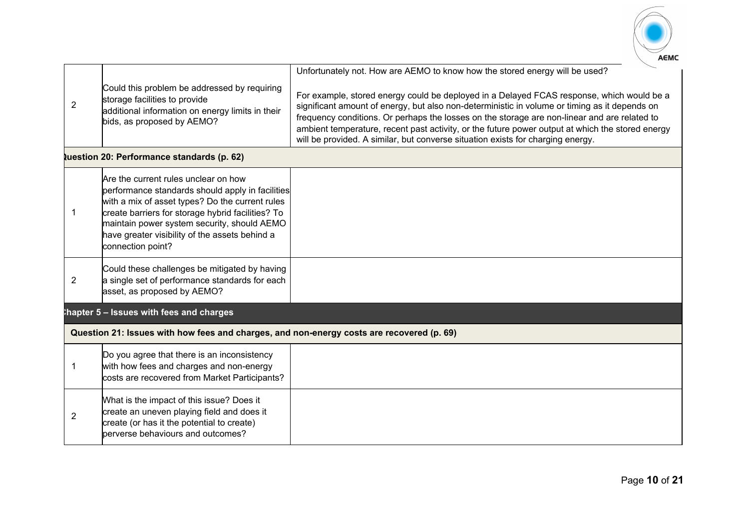| | | |
|---|---|---|
| 2 | Could this problem be addressed by requiring storage facilities to provide additional information on energy limits in their bids, as proposed by AEMO? | Unfortunately not. How are AEMO to know how the stored energy will be used?<br><br>For example, stored energy could be deployed in a Delayed FCAS response, which would be a significant amount of energy, but also non-deterministic in volume or timing as it depends on frequency conditions. Or perhaps the losses on the storage are non-linear and are related to ambient temperature, recent past activity, or the future power output at which the stored energy will be provided. A similar, but converse situation exists for charging energy. |
| **Question 20: Performance standards (p. 62)** | | |
| 1 | Are the current rules unclear on how performance standards should apply in facilities with a mix of asset types? Do the current rules create barriers for storage hybrid facilities? To maintain power system security, should AEMO have greater visibility of the assets behind a connection point? | |
| 2 | Could these challenges be mitigated by having a single set of performance standards for each asset, as proposed by AEMO? | |
| **Chapter 5 – Issues with fees and charges** | | |
| **Question 21: Issues with how fees and charges, and non-energy costs are recovered (p. 69)** | | |
| 1 | Do you agree that there is an inconsistency with how fees and charges and non-energy costs are recovered from Market Participants? | |
| 2 | What is the impact of this issue? Does it create an uneven playing field and does it create (or has it the potential to create) perverse behaviours and outcomes? | |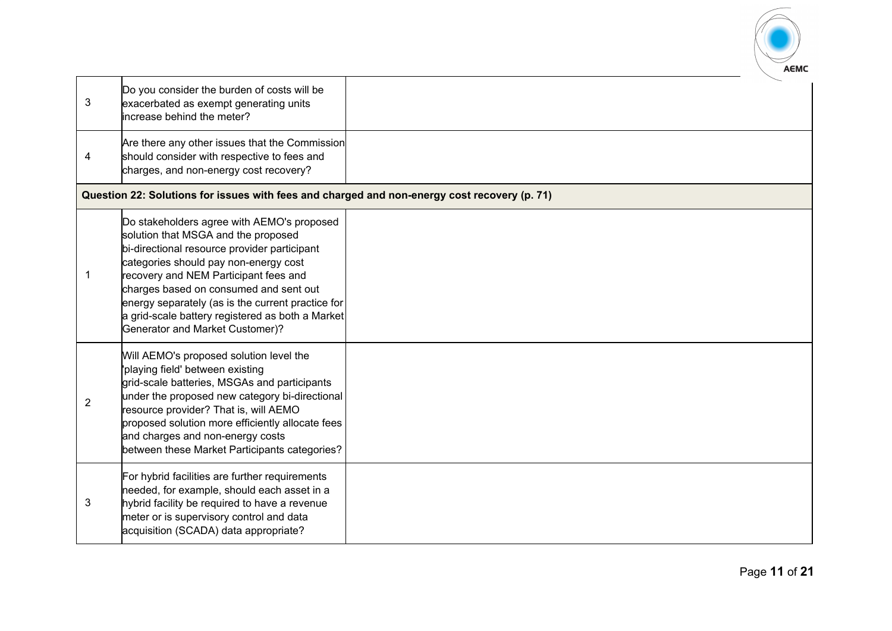| | | |
|---|---|---|
| 3 | Do you consider the burden of costs will be exacerbated as exempt generating units increase behind the meter? | |
| 4 | Are there any other issues that the Commission should consider with respective to fees and charges, and non-energy cost recovery? | |
| **Question 22: Solutions for issues with fees and charged and non-energy cost recovery (p. 71)** | | |
| 1 | Do stakeholders agree with AEMO's proposed solution that MSGA and the proposed bi-directional resource provider participant categories should pay non-energy cost recovery and NEM Participant fees and charges based on consumed and sent out energy separately (as is the current practice for a grid-scale battery registered as both a Market Generator and Market Customer)? | |
| 2 | Will AEMO's proposed solution level the 'playing field' between existing grid-scale batteries, MSGAs and participants under the proposed new category bi-directional resource provider? That is, will AEMO proposed solution more efficiently allocate fees and charges and non-energy costs between these Market Participants categories? | |
| 3 | For hybrid facilities are further requirements needed, for example, should each asset in a hybrid facility be required to have a revenue meter or is supervisory control and data acquisition (SCADA) data appropriate? | |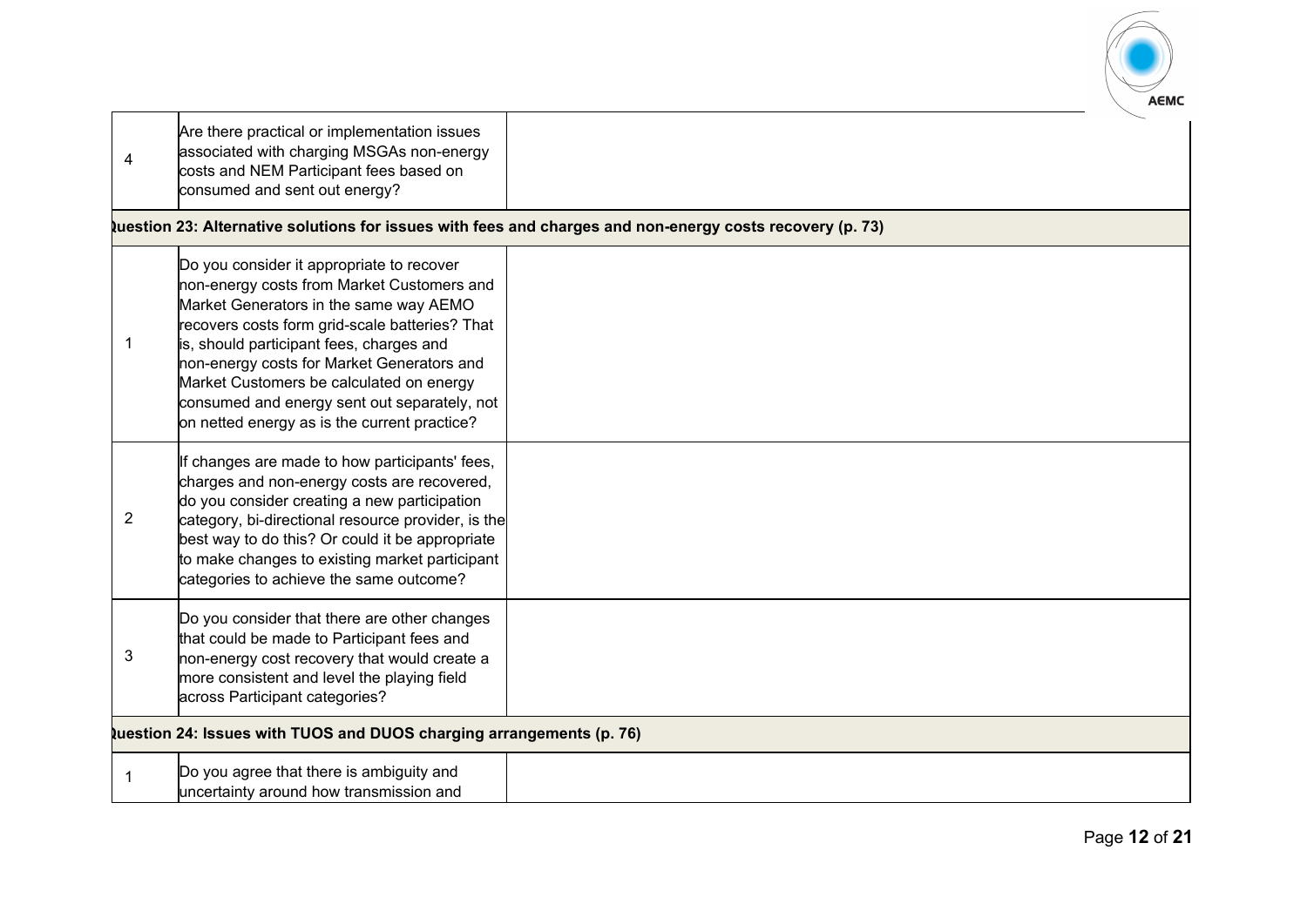| | | |
|---|---|---|
| 4 | Are there practical or implementation issues associated with charging MSGAs non-energy costs and NEM Participant fees based on consumed and sent out energy? | |
| **Question 23: Alternative solutions for issues with fees and charges and non-energy costs recovery (p. 73)** | | |
| 1 | Do you consider it appropriate to recover non-energy costs from Market Customers and Market Generators in the same way AEMO recovers costs form grid-scale batteries? That is, should participant fees, charges and non-energy costs for Market Generators and Market Customers be calculated on energy consumed and energy sent out separately, not on netted energy as is the current practice? | |
| 2 | If changes are made to how participants' fees, charges and non-energy costs are recovered, do you consider creating a new participation category, bi-directional resource provider, is the best way to do this? Or could it be appropriate to make changes to existing market participant categories to achieve the same outcome? | |
| 3 | Do you consider that there are other changes that could be made to Participant fees and non-energy cost recovery that would create a more consistent and level the playing field across Participant categories? | |
| **Question 24: Issues with TUOS and DUOS charging arrangements (p. 76)** | | |
| 1 | Do you agree that there is ambiguity and uncertainty around how transmission and | |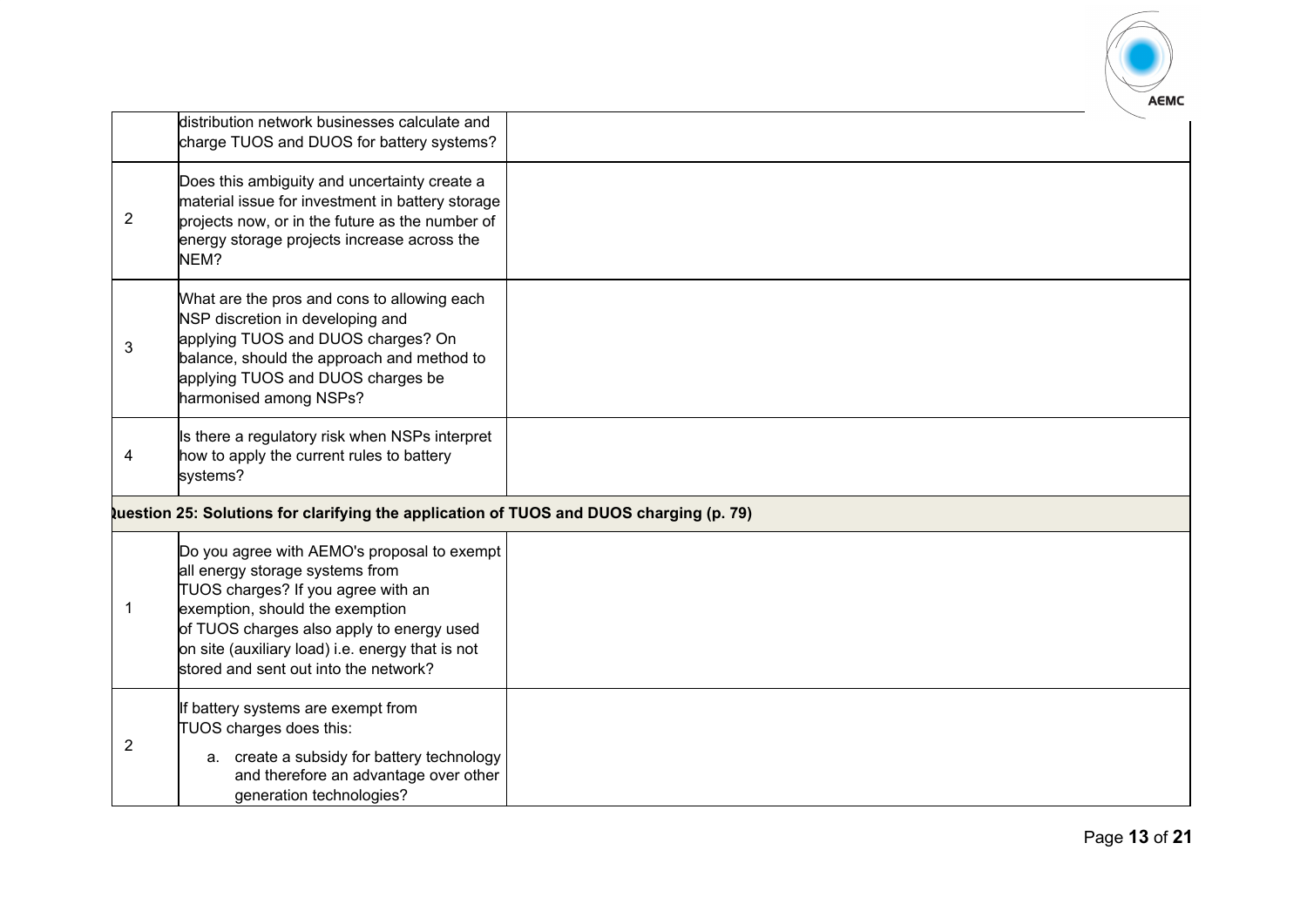| | | |
|---|---|---|
| | distribution network businesses calculate and charge TUOS and DUOS for battery systems? | |
| 2 | Does this ambiguity and uncertainty create a material issue for investment in battery storage projects now, or in the future as the number of energy storage projects increase across the NEM? | |
| 3 | What are the pros and cons to allowing each NSP discretion in developing and applying TUOS and DUOS charges? On balance, should the approach and method to applying TUOS and DUOS charges be harmonised among NSPs? | |
| 4 | Is there a regulatory risk when NSPs interpret how to apply the current rules to battery systems? | |
| **Question 25: Solutions for clarifying the application of TUOS and DUOS charging (p. 79)** | | |
| 1 | Do you agree with AEMO's proposal to exempt all energy storage systems from TUOS charges? If you agree with an exemption, should the exemption of TUOS charges also apply to energy used on site (auxiliary load) i.e. energy that is not stored and sent out into the network? | |
| 2 | If battery systems are exempt from TUOS charges does this:<br>a. create a subsidy for battery technology and therefore an advantage over other generation technologies? | |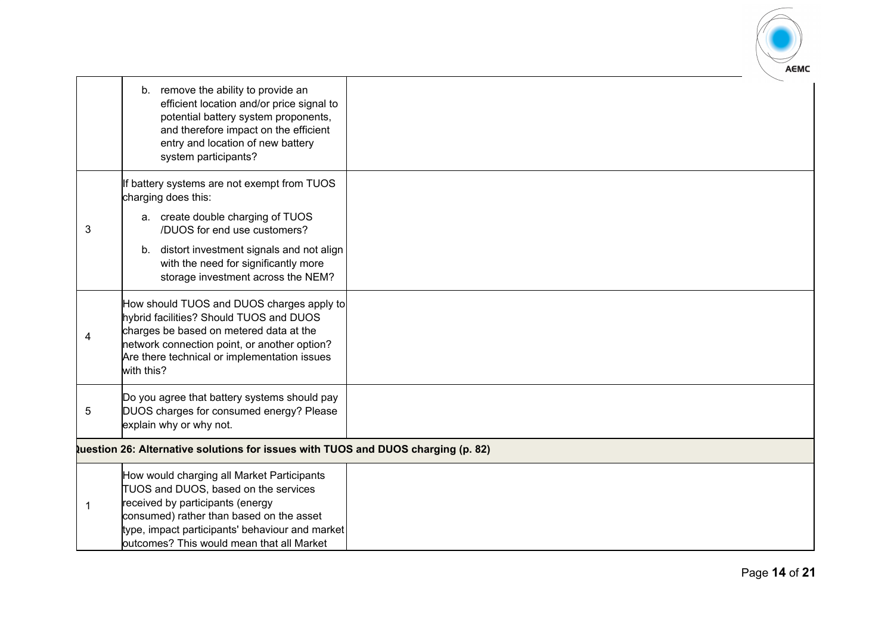| | | |
|---|---|---|
| | b. remove the ability to provide an efficient location and/or price signal to potential battery system proponents, and therefore impact on the efficient entry and location of new battery system participants? | |
| 3 | If battery systems are not exempt from TUOS charging does this:<br>a. create double charging of TUOS /DUOS for end use customers?<br>b. distort investment signals and not align with the need for significantly more storage investment across the NEM? | |
| 4 | How should TUOS and DUOS charges apply to hybrid facilities? Should TUOS and DUOS charges be based on metered data at the network connection point, or another option? Are there technical or implementation issues with this? | |
| 5 | Do you agree that battery systems should pay DUOS charges for consumed energy? Please explain why or why not. | |
| **Question 26: Alternative solutions for issues with TUOS and DUOS charging (p. 82)** | | |
| 1 | How would charging all Market Participants TUOS and DUOS, based on the services received by participants (energy consumed) rather than based on the asset type, impact participants' behaviour and market outcomes? This would mean that all Market | |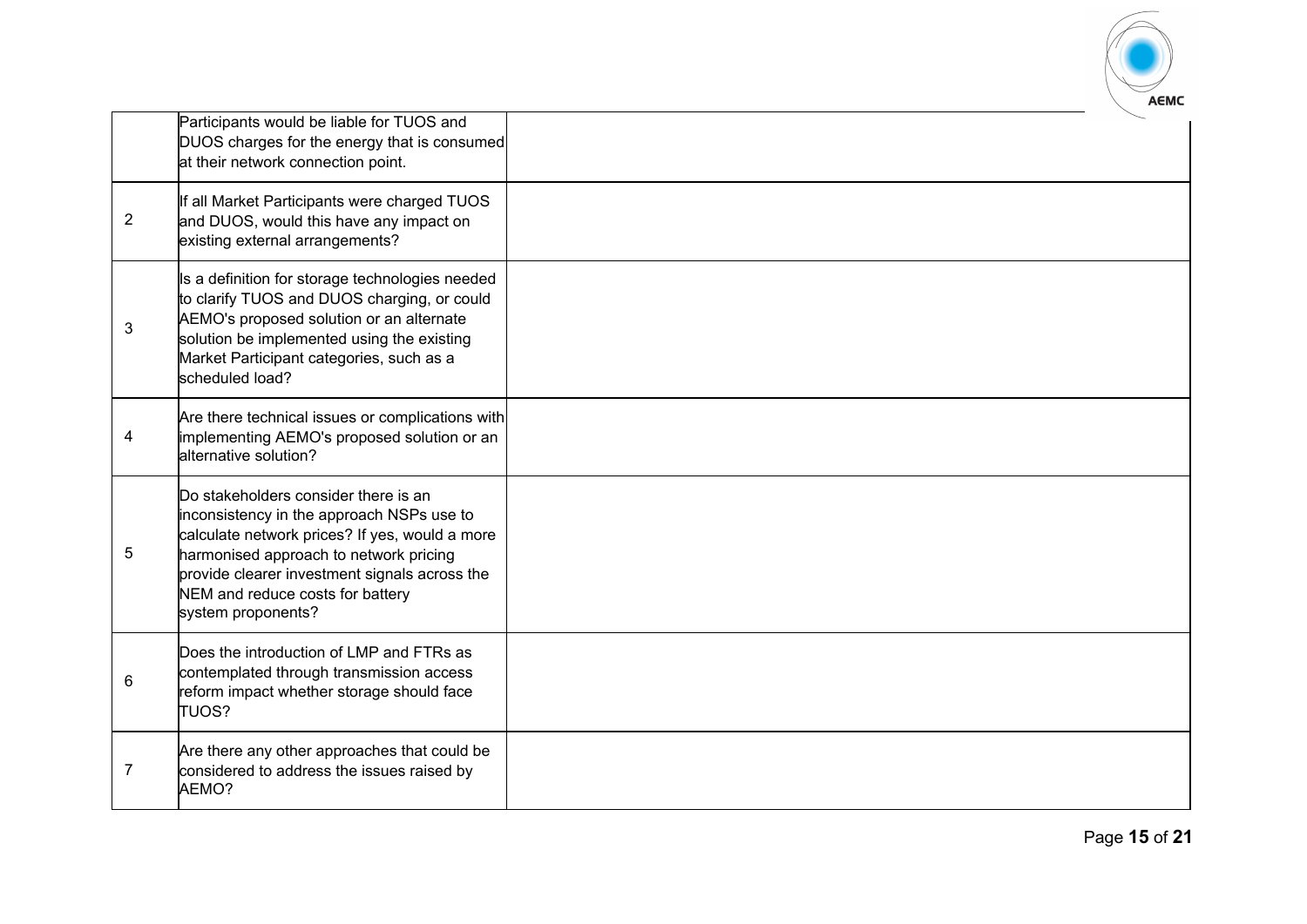|   |   |   |
|---|---|---|
|  | Participants would be liable for TUOS and DUOS charges for the energy that is consumed at their network connection point. |  |
| 2 | If all Market Participants were charged TUOS and DUOS, would this have any impact on existing external arrangements? |  |
| 3 | Is a definition for storage technologies needed to clarify TUOS and DUOS charging, or could AEMO's proposed solution or an alternate solution be implemented using the existing Market Participant categories, such as a scheduled load? |  |
| 4 | Are there technical issues or complications with implementing AEMO's proposed solution or an alternative solution? |  |
| 5 | Do stakeholders consider there is an inconsistency in the approach NSPs use to calculate network prices? If yes, would a more harmonised approach to network pricing provide clearer investment signals across the NEM and reduce costs for battery system proponents? |  |
| 6 | Does the introduction of LMP and FTRs as contemplated through transmission access reform impact whether storage should face TUOS? |  |
| 7 | Are there any other approaches that could be considered to address the issues raised by AEMO? |  |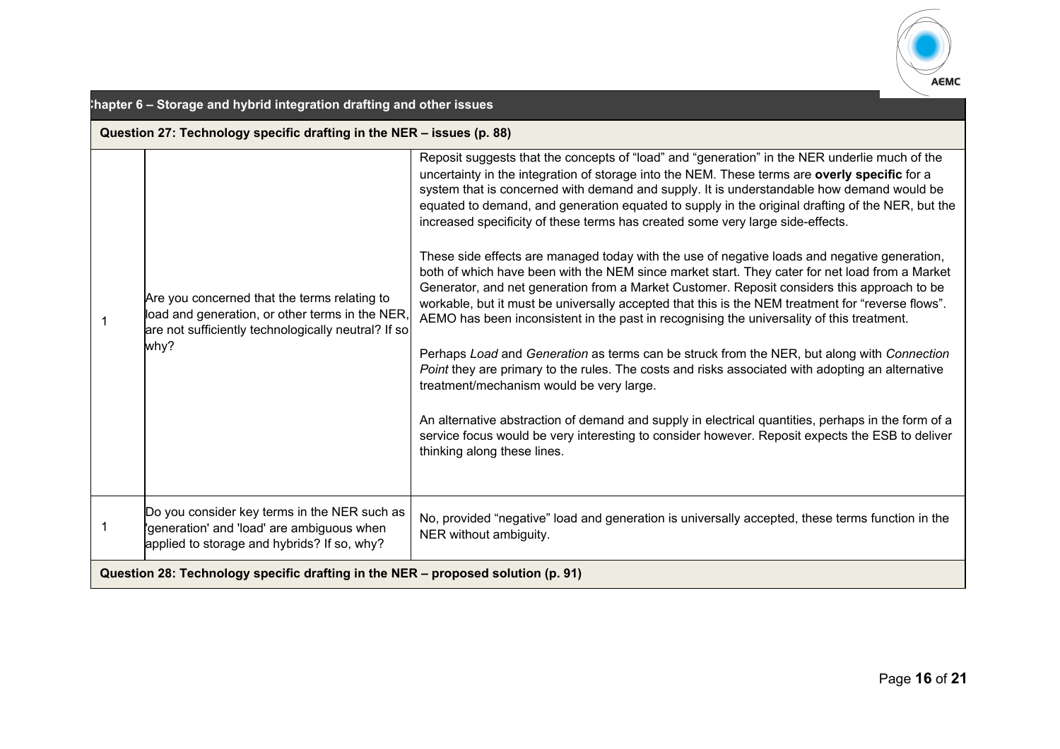| Chapter 6 – Storage and hybrid integration drafting and other issues | | |
|---|---|---|
| **Question 27: Technology specific drafting in the NER – issues (p. 88)** | | |
| 1 | Are you concerned that the terms relating to load and generation, or other terms in the NER, are not sufficiently technologically neutral? If so why? | Reposit suggests that the concepts of "load" and "generation" in the NER underlie much of the uncertainty in the integration of storage into the NEM. These terms are **overly specific** for a system that is concerned with demand and supply. It is understandable how demand would be equated to demand, and generation equated to supply in the original drafting of the NER, but the increased specificity of these terms has created some very large side-effects.<br><br>These side effects are managed today with the use of negative loads and negative generation, both of which have been with the NEM since market start. They cater for net load from a Market Generator, and net generation from a Market Customer. Reposit considers this approach to be workable, but it must be universally accepted that this is the NEM treatment for "reverse flows". AEMO has been inconsistent in the past in recognising the universality of this treatment.<br><br>Perhaps *Load* and *Generation* as terms can be struck from the NER, but along with *Connection Point* they are primary to the rules. The costs and risks associated with adopting an alternative treatment/mechanism would be very large.<br><br>An alternative abstraction of demand and supply in electrical quantities, perhaps in the form of a service focus would be very interesting to consider however. Reposit expects the ESB to deliver thinking along these lines. |
| 1 | Do you consider key terms in the NER such as 'generation' and 'load' are ambiguous when applied to storage and hybrids? If so, why? | No, provided "negative" load and generation is universally accepted, these terms function in the NER without ambiguity. |
| **Question 28: Technology specific drafting in the NER – proposed solution (p. 91)** | | |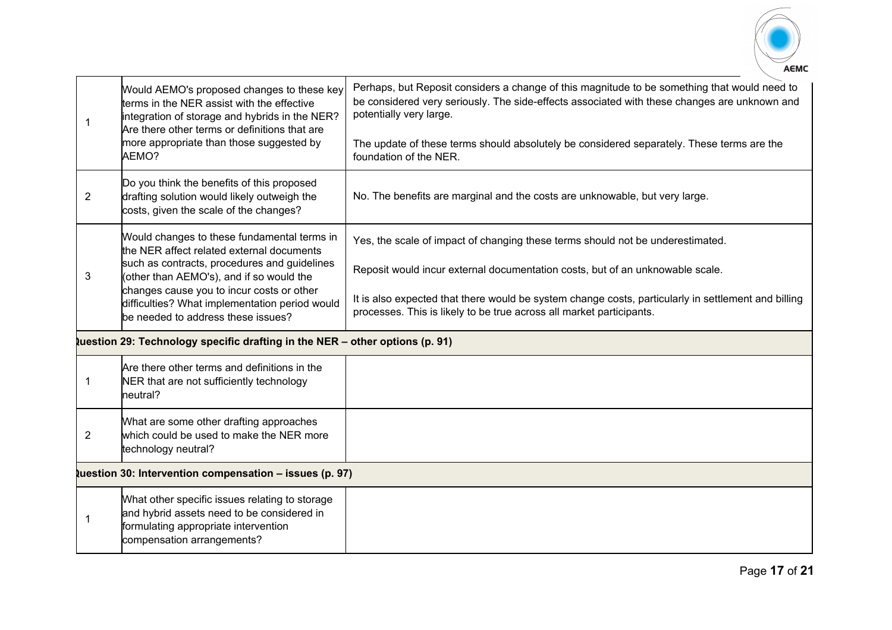| | | |
|---|---|---|
| 1 | Would AEMO's proposed changes to these key terms in the NER assist with the effective integration of storage and hybrids in the NER? Are there other terms or definitions that are more appropriate than those suggested by AEMO? | Perhaps, but Reposit considers a change of this magnitude to be something that would need to be considered very seriously. The side-effects associated with these changes are unknown and potentially very large.<br><br>The update of these terms should absolutely be considered separately. These terms are the foundation of the NER. |
| 2 | Do you think the benefits of this proposed drafting solution would likely outweigh the costs, given the scale of the changes? | No. The benefits are marginal and the costs are unknowable, but very large. |
| 3 | Would changes to these fundamental terms in the NER affect related external documents such as contracts, procedures and guidelines (other than AEMO's), and if so would the changes cause you to incur costs or other difficulties? What implementation period would be needed to address these issues? | Yes, the scale of impact of changing these terms should not be underestimated.<br><br>Reposit would incur external documentation costs, but of an unknowable scale.<br><br>It is also expected that there would be system change costs, particularly in settlement and billing processes. This is likely to be true across all market participants. |
| **Question 29: Technology specific drafting in the NER – other options (p. 91)** | | |
| 1 | Are there other terms and definitions in the NER that are not sufficiently technology neutral? | |
| 2 | What are some other drafting approaches which could be used to make the NER more technology neutral? | |
| **Question 30: Intervention compensation – issues (p. 97)** | | |
| 1 | What other specific issues relating to storage and hybrid assets need to be considered in formulating appropriate intervention compensation arrangements? | |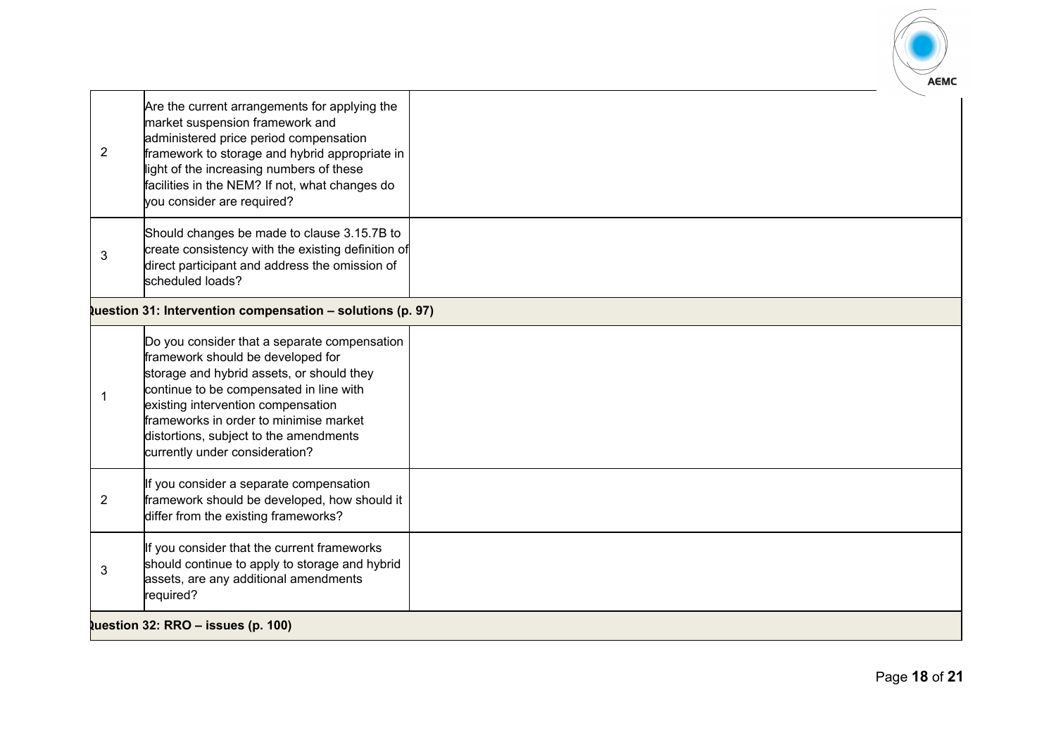| | | |
|---|---|---|
| 2 | Are the current arrangements for applying the market suspension framework and administered price period compensation framework to storage and hybrid appropriate in light of the increasing numbers of these facilities in the NEM? If not, what changes do you consider are required? | |
| 3 | Should changes be made to clause 3.15.7B to create consistency with the existing definition of direct participant and address the omission of scheduled loads? | |
| **Question 31: Intervention compensation – solutions (p. 97)** | | |
| 1 | Do you consider that a separate compensation framework should be developed for storage and hybrid assets, or should they continue to be compensated in line with existing intervention compensation frameworks in order to minimise market distortions, subject to the amendments currently under consideration? | |
| 2 | If you consider a separate compensation framework should be developed, how should it differ from the existing frameworks? | |
| 3 | If you consider that the current frameworks should continue to apply to storage and hybrid assets, are any additional amendments required? | |
| **Question 32: RRO – issues (p. 100)** | | |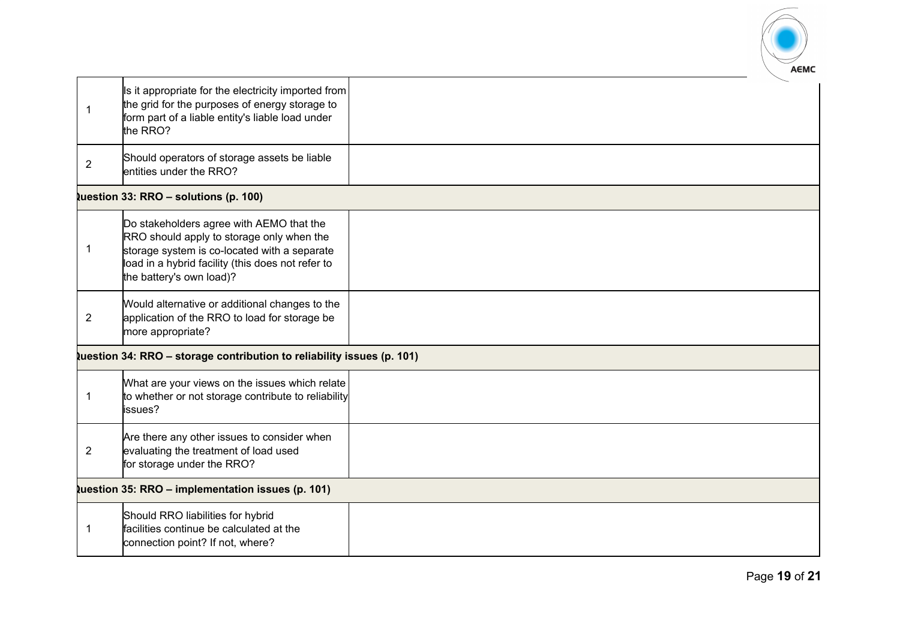| | | |
|---|---|---|
| 1 | Is it appropriate for the electricity imported from the grid for the purposes of energy storage to form part of a liable entity's liable load under the RRO? | |
| 2 | Should operators of storage assets be liable entities under the RRO? | |
| **Question 33: RRO – solutions (p. 100)** | | |
| 1 | Do stakeholders agree with AEMO that the RRO should apply to storage only when the storage system is co-located with a separate load in a hybrid facility (this does not refer to the battery's own load)? | |
| 2 | Would alternative or additional changes to the application of the RRO to load for storage be more appropriate? | |
| **Question 34: RRO – storage contribution to reliability issues (p. 101)** | | |
| 1 | What are your views on the issues which relate to whether or not storage contribute to reliability issues? | |
| 2 | Are there any other issues to consider when evaluating the treatment of load used for storage under the RRO? | |
| **Question 35: RRO – implementation issues (p. 101)** | | |
| 1 | Should RRO liabilities for hybrid facilities continue be calculated at the connection point? If not, where? | |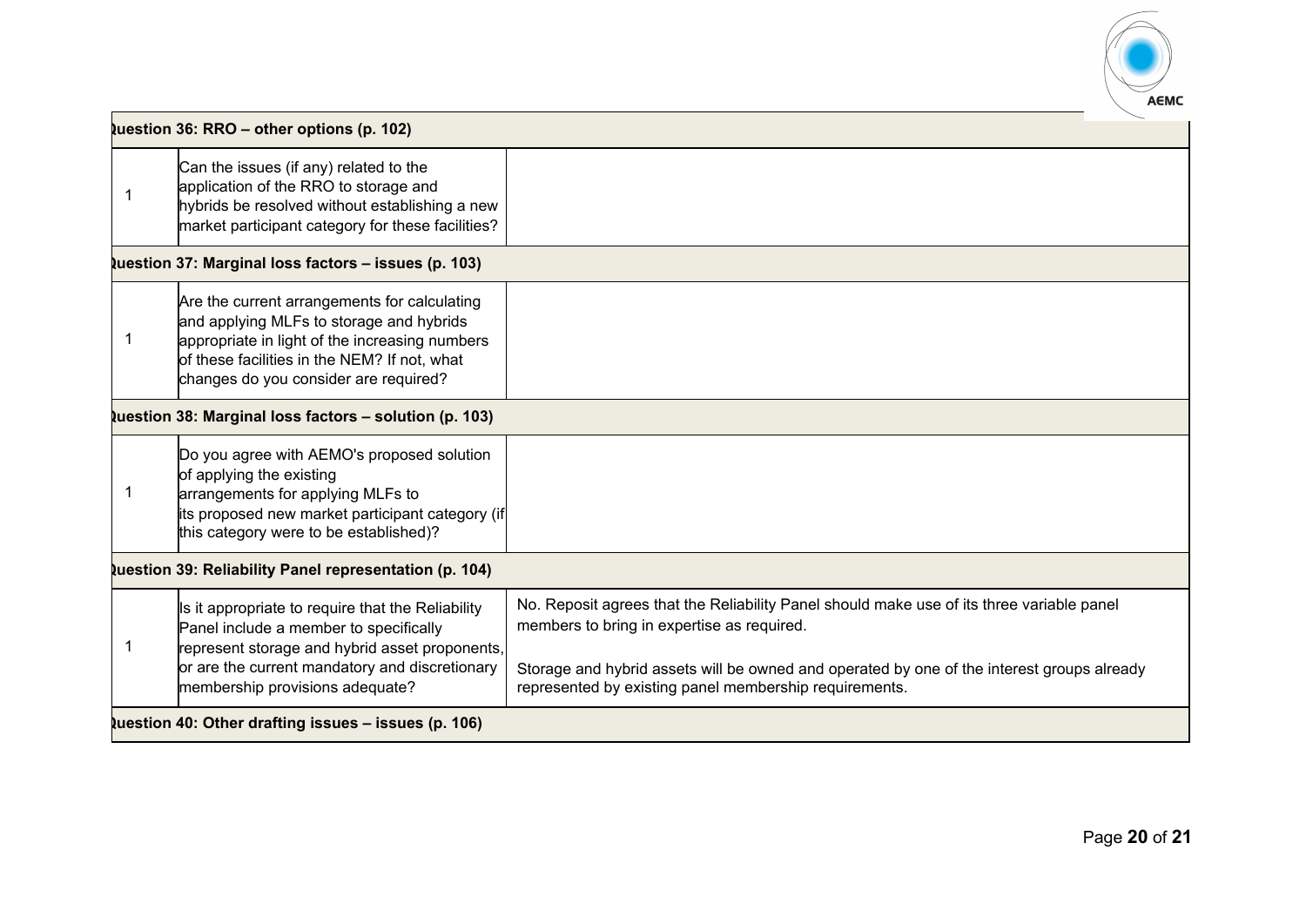| **Question 36: RRO – other options (p. 102)** | | |
|---|---|---|
| 1 | Can the issues (if any) related to the application of the RRO to storage and hybrids be resolved without establishing a new market participant category for these facilities? | |
| **Question 37: Marginal loss factors – issues (p. 103)** | | |
| 1 | Are the current arrangements for calculating and applying MLFs to storage and hybrids appropriate in light of the increasing numbers of these facilities in the NEM? If not, what changes do you consider are required? | |
| **Question 38: Marginal loss factors – solution (p. 103)** | | |
| 1 | Do you agree with AEMO's proposed solution of applying the existing arrangements for applying MLFs to its proposed new market participant category (if this category were to be established)? | |
| **Question 39: Reliability Panel representation (p. 104)** | | |
| 1 | Is it appropriate to require that the Reliability Panel include a member to specifically represent storage and hybrid asset proponents, or are the current mandatory and discretionary membership provisions adequate? | No. Reposit agrees that the Reliability Panel should make use of its three variable panel members to bring in expertise as required.<br><br>Storage and hybrid assets will be owned and operated by one of the interest groups already represented by existing panel membership requirements. |
| **Question 40: Other drafting issues – issues (p. 106)** | | |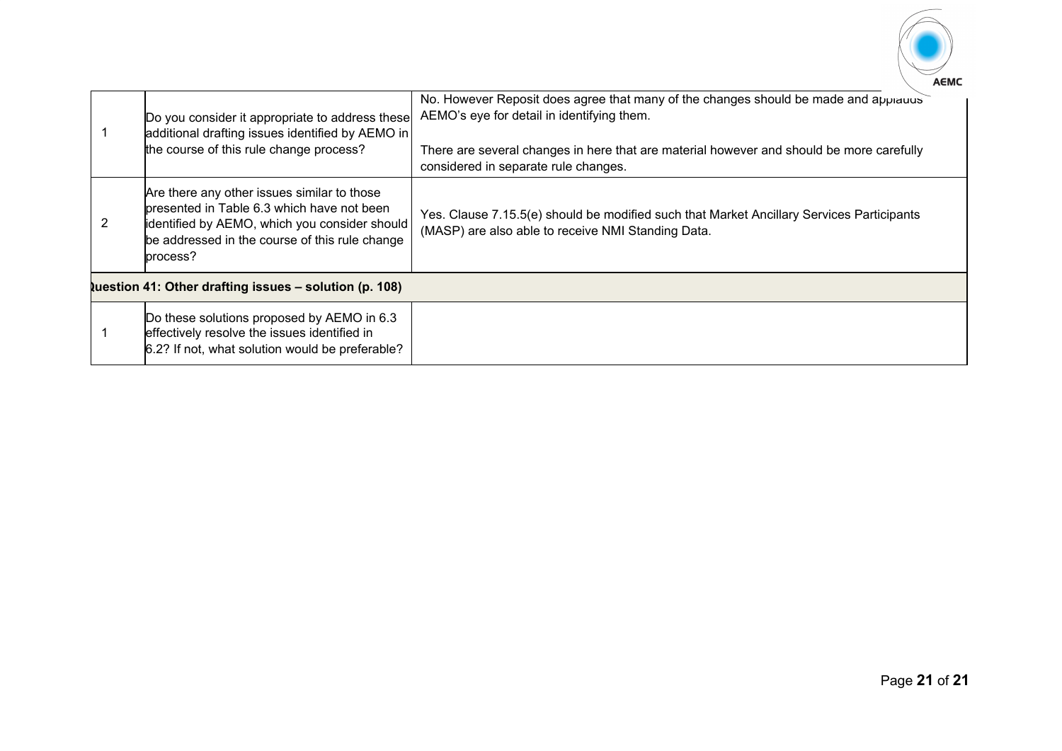| | | |
|---|---|---|
| 1 | Do you consider it appropriate to address these additional drafting issues identified by AEMO in the course of this rule change process? | No. However Reposit does agree that many of the changes should be made and applauds AEMO's eye for detail in identifying them.<br><br>There are several changes in here that are material however and should be more carefully considered in separate rule changes. |
| 2 | Are there any other issues similar to those presented in Table 6.3 which have not been identified by AEMO, which you consider should be addressed in the course of this rule change process? | Yes. Clause 7.15.5(e) should be modified such that Market Ancillary Services Participants (MASP) are also able to receive NMI Standing Data. |
| **Question 41: Other drafting issues – solution (p. 108)** | | |
| 1 | Do these solutions proposed by AEMO in 6.3 effectively resolve the issues identified in 6.2? If not, what solution would be preferable? | |